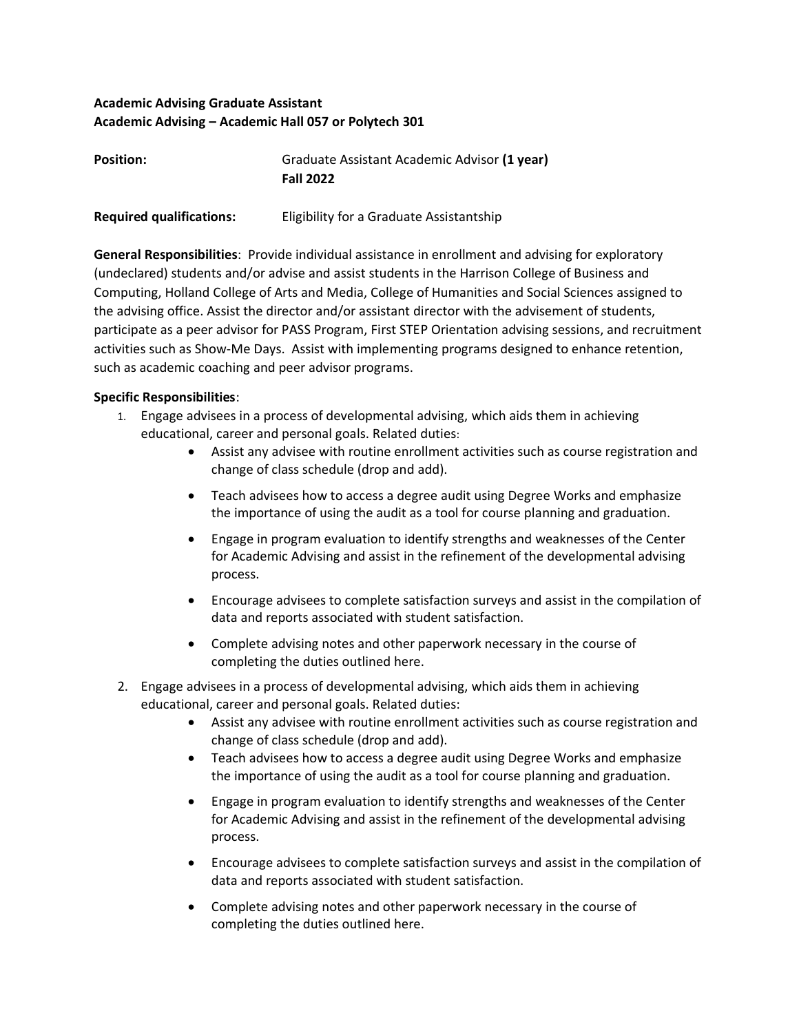**Academic Advising Graduate Assistant**
**Academic Advising – Academic Hall 057 or Polytech 301**

**Position:** Graduate Assistant Academic Advisor **(1 year)**
**Fall 2022**

**Required qualifications:** Eligibility for a Graduate Assistantship

**General Responsibilities**: Provide individual assistance in enrollment and advising for exploratory (undeclared) students and/or advise and assist students in the Harrison College of Business and Computing, Holland College of Arts and Media, College of Humanities and Social Sciences assigned to the advising office. Assist the director and/or assistant director with the advisement of students, participate as a peer advisor for PASS Program, First STEP Orientation advising sessions, and recruitment activities such as Show-Me Days. Assist with implementing programs designed to enhance retention, such as academic coaching and peer advisor programs.

**Specific Responsibilities**:

1. Engage advisees in a process of developmental advising, which aids them in achieving educational, career and personal goals. Related duties:
    - Assist any advisee with routine enrollment activities such as course registration and change of class schedule (drop and add).
    - Teach advisees how to access a degree audit using Degree Works and emphasize the importance of using the audit as a tool for course planning and graduation.
    - Engage in program evaluation to identify strengths and weaknesses of the Center for Academic Advising and assist in the refinement of the developmental advising process.
    - Encourage advisees to complete satisfaction surveys and assist in the compilation of data and reports associated with student satisfaction.
    - Complete advising notes and other paperwork necessary in the course of completing the duties outlined here.
2. Engage advisees in a process of developmental advising, which aids them in achieving educational, career and personal goals. Related duties:
    - Assist any advisee with routine enrollment activities such as course registration and change of class schedule (drop and add).
    - Teach advisees how to access a degree audit using Degree Works and emphasize the importance of using the audit as a tool for course planning and graduation.
    - Engage in program evaluation to identify strengths and weaknesses of the Center for Academic Advising and assist in the refinement of the developmental advising process.
    - Encourage advisees to complete satisfaction surveys and assist in the compilation of data and reports associated with student satisfaction.
    - Complete advising notes and other paperwork necessary in the course of completing the duties outlined here.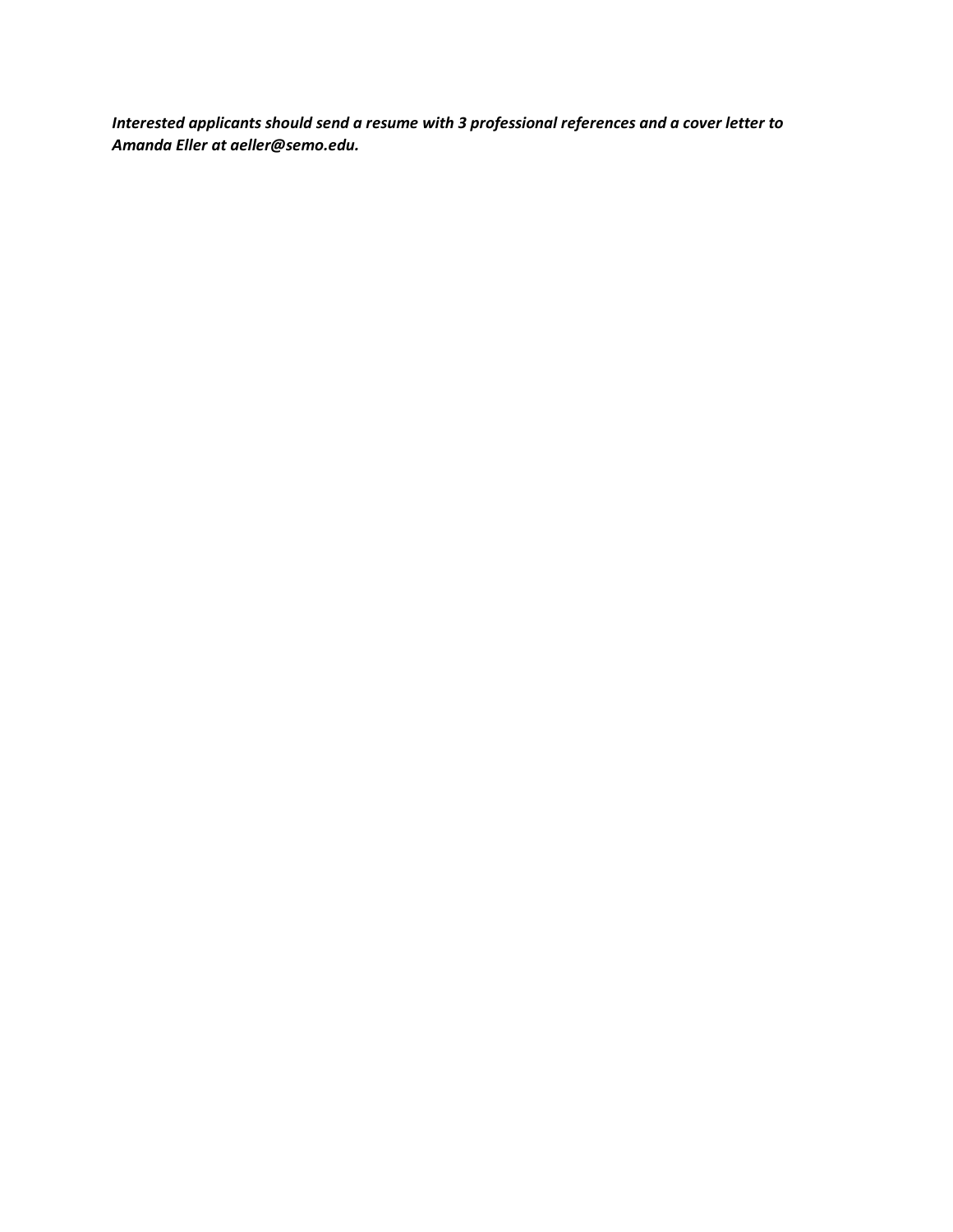***Interested applicants should send a resume with 3 professional references and a cover letter to Amanda Eller at aeller@semo.edu.***